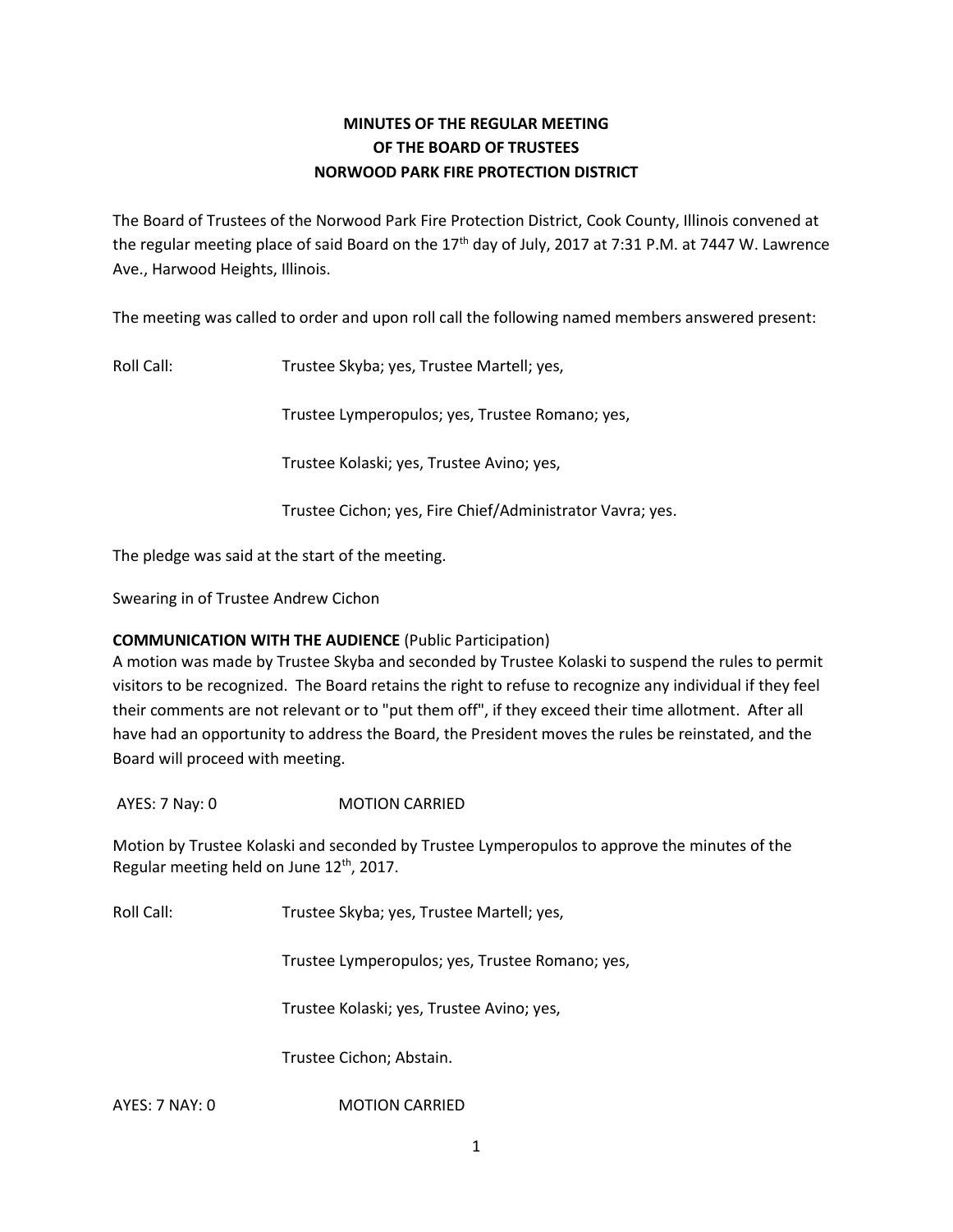**MINUTES OF THE REGULAR MEETING**
**OF THE BOARD OF TRUSTEES**
**NORWOOD PARK FIRE PROTECTION DISTRICT**

The Board of Trustees of the Norwood Park Fire Protection District, Cook County, Illinois convened at the regular meeting place of said Board on the 17th day of July, 2017 at 7:31 P.M. at 7447 W. Lawrence Ave., Harwood Heights, Illinois.

The meeting was called to order and upon roll call the following named members answered present:

Roll Call: Trustee Skyba; yes, Trustee Martell; yes,

Trustee Lymperopulos; yes, Trustee Romano; yes,

Trustee Kolaski; yes, Trustee Avino; yes,

Trustee Cichon; yes, Fire Chief/Administrator Vavra; yes.

The pledge was said at the start of the meeting.

Swearing in of Trustee Andrew Cichon

**COMMUNICATION WITH THE AUDIENCE** (Public Participation)

A motion was made by Trustee Skyba and seconded by Trustee Kolaski to suspend the rules to permit visitors to be recognized. The Board retains the right to refuse to recognize any individual if they feel their comments are not relevant or to "put them off", if they exceed their time allotment. After all have had an opportunity to address the Board, the President moves the rules be reinstated, and the Board will proceed with meeting.

AYES: 7 Nay: 0 MOTION CARRIED

Motion by Trustee Kolaski and seconded by Trustee Lymperopulos to approve the minutes of the Regular meeting held on June 12th, 2017.

Roll Call: Trustee Skyba; yes, Trustee Martell; yes,

Trustee Lymperopulos; yes, Trustee Romano; yes,

Trustee Kolaski; yes, Trustee Avino; yes,

Trustee Cichon; Abstain.

AYES: 7 NAY: 0 MOTION CARRIED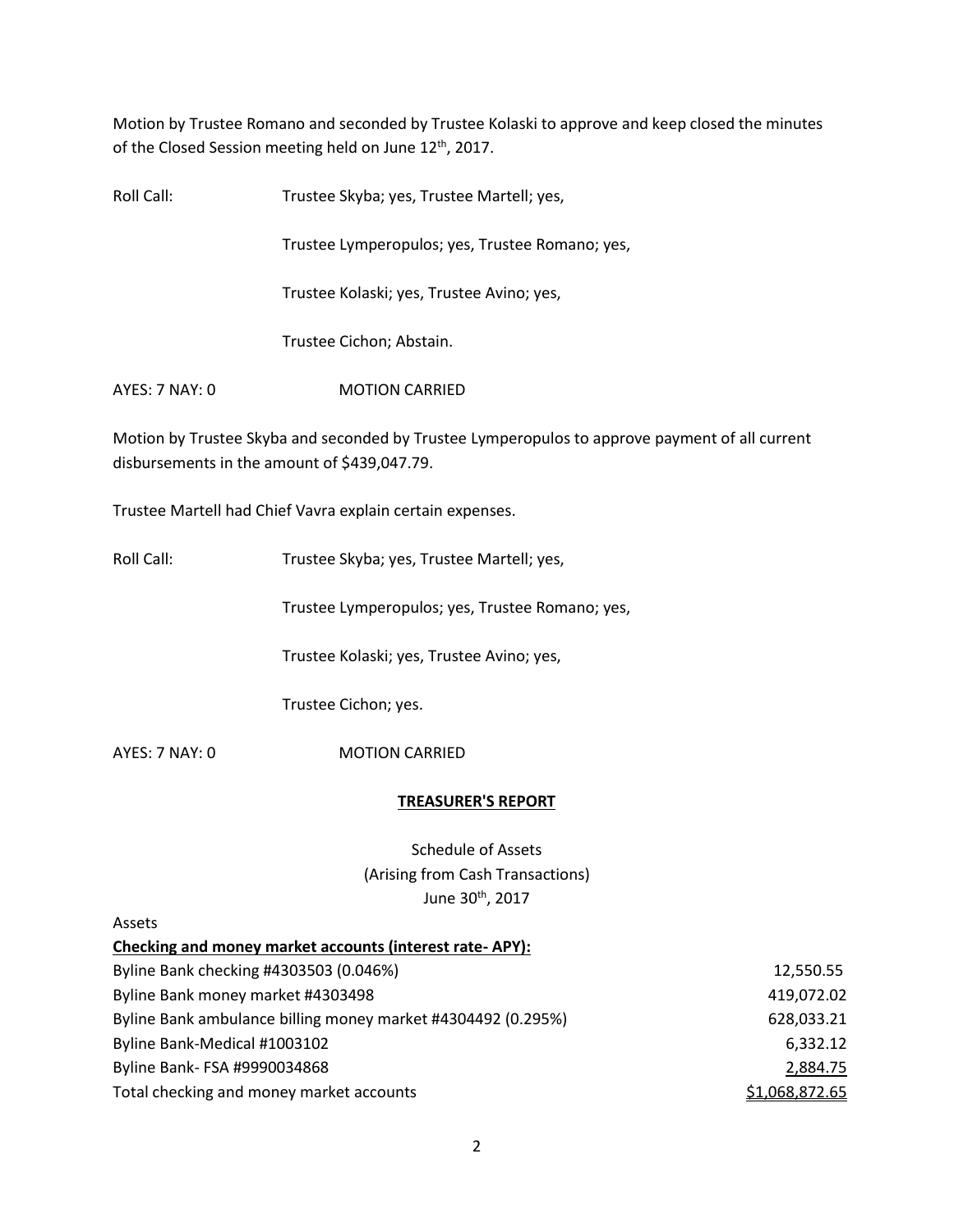Motion by Trustee Romano and seconded by Trustee Kolaski to approve and keep closed the minutes of the Closed Session meeting held on June 12th, 2017.

Roll Call: Trustee Skyba; yes, Trustee Martell; yes,

Trustee Lymperopulos; yes, Trustee Romano; yes,

Trustee Kolaski; yes, Trustee Avino; yes,

Trustee Cichon; Abstain.

AYES: 7 NAY: 0 MOTION CARRIED

Motion by Trustee Skyba and seconded by Trustee Lymperopulos to approve payment of all current disbursements in the amount of $439,047.79.

Trustee Martell had Chief Vavra explain certain expenses.

Roll Call: Trustee Skyba; yes, Trustee Martell; yes,

Trustee Lymperopulos; yes, Trustee Romano; yes,

Trustee Kolaski; yes, Trustee Avino; yes,

Trustee Cichon; yes.

AYES: 7 NAY: 0 MOTION CARRIED

## TREASURER'S REPORT

Schedule of Assets
(Arising from Cash Transactions)
June 30th, 2017

Assets

| **Checking and money market accounts (interest rate- APY):** | |
|---|---|
| Byline Bank checking #4303503 (0.046%) | 12,550.55 |
| Byline Bank money market #4303498 | 419,072.02 |
| Byline Bank ambulance billing money market #4304492 (0.295%) | 628,033.21 |
| Byline Bank-Medical #1003102 | 6,332.12 |
| Byline Bank- FSA #9990034868 | 2,884.75 |
| Total checking and money market accounts | $1,068,872.65 |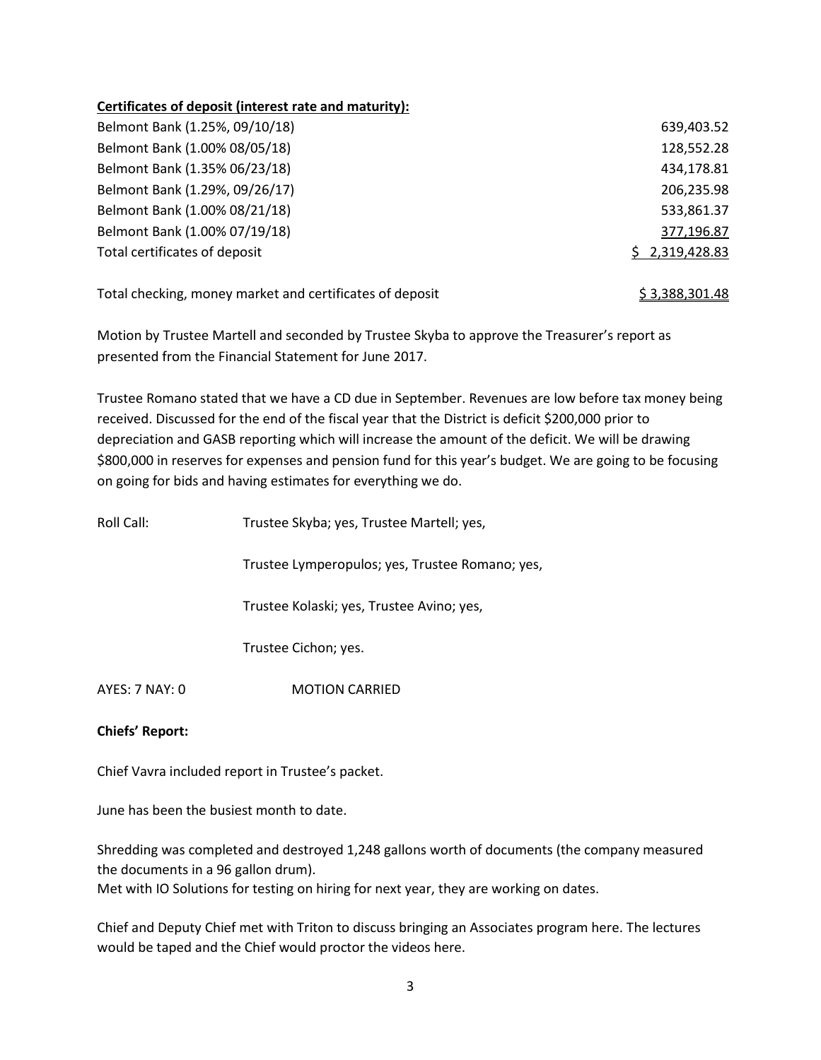**Certificates of deposit (interest rate and maturity):**

| | |
|---|---:|
| Belmont Bank (1.25%, 09/10/18) | 639,403.52 |
| Belmont Bank (1.00% 08/05/18) | 128,552.28 |
| Belmont Bank (1.35% 06/23/18) | 434,178.81 |
| Belmont Bank (1.29%, 09/26/17) | 206,235.98 |
| Belmont Bank (1.00% 08/21/18) | 533,861.37 |
| Belmont Bank (1.00% 07/19/18) | 377,196.87 |
| Total certificates of deposit | $ 2,319,428.83 |
| | |
| Total checking, money market and certificates of deposit | $ 3,388,301.48 |

Motion by Trustee Martell and seconded by Trustee Skyba to approve the Treasurer's report as presented from the Financial Statement for June 2017.

Trustee Romano stated that we have a CD due in September. Revenues are low before tax money being received. Discussed for the end of the fiscal year that the District is deficit $200,000 prior to depreciation and GASB reporting which will increase the amount of the deficit. We will be drawing $800,000 in reserves for expenses and pension fund for this year's budget. We are going to be focusing on going for bids and having estimates for everything we do.

Roll Call: Trustee Skyba; yes, Trustee Martell; yes,

Trustee Lymperopulos; yes, Trustee Romano; yes,

Trustee Kolaski; yes, Trustee Avino; yes,

Trustee Cichon; yes.

AYES: 7 NAY: 0 MOTION CARRIED

**Chiefs' Report:**

Chief Vavra included report in Trustee's packet.

June has been the busiest month to date.

Shredding was completed and destroyed 1,248 gallons worth of documents (the company measured the documents in a 96 gallon drum).
Met with IO Solutions for testing on hiring for next year, they are working on dates.

Chief and Deputy Chief met with Triton to discuss bringing an Associates program here. The lectures would be taped and the Chief would proctor the videos here.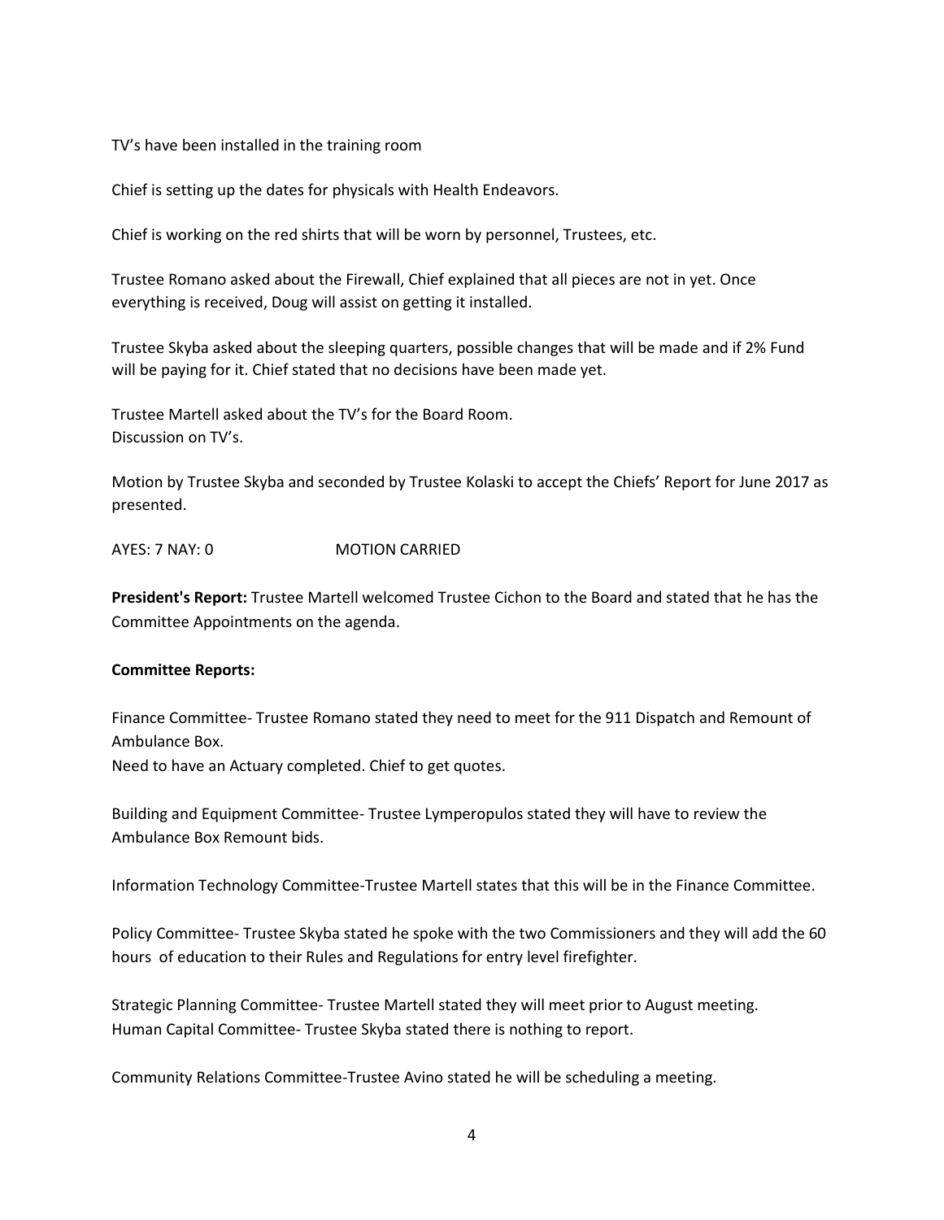TV's have been installed in the training room

Chief is setting up the dates for physicals with Health Endeavors.

Chief is working on the red shirts that will be worn by personnel, Trustees, etc.

Trustee Romano asked about the Firewall, Chief explained that all pieces are not in yet. Once everything is received, Doug will assist on getting it installed.

Trustee Skyba asked about the sleeping quarters, possible changes that will be made and if 2% Fund will be paying for it. Chief stated that no decisions have been made yet.

Trustee Martell asked about the TV's for the Board Room.
Discussion on TV's.

Motion by Trustee Skyba and seconded by Trustee Kolaski to accept the Chiefs' Report for June 2017 as presented.

AYES: 7 NAY: 0 MOTION CARRIED

**President's Report:** Trustee Martell welcomed Trustee Cichon to the Board and stated that he has the Committee Appointments on the agenda.

**Committee Reports:**

Finance Committee- Trustee Romano stated they need to meet for the 911 Dispatch and Remount of Ambulance Box.
Need to have an Actuary completed. Chief to get quotes.

Building and Equipment Committee- Trustee Lymperopulos stated they will have to review the Ambulance Box Remount bids.

Information Technology Committee-Trustee Martell states that this will be in the Finance Committee.

Policy Committee- Trustee Skyba stated he spoke with the two Commissioners and they will add the 60 hours of education to their Rules and Regulations for entry level firefighter.

Strategic Planning Committee- Trustee Martell stated they will meet prior to August meeting.
Human Capital Committee- Trustee Skyba stated there is nothing to report.

Community Relations Committee-Trustee Avino stated he will be scheduling a meeting.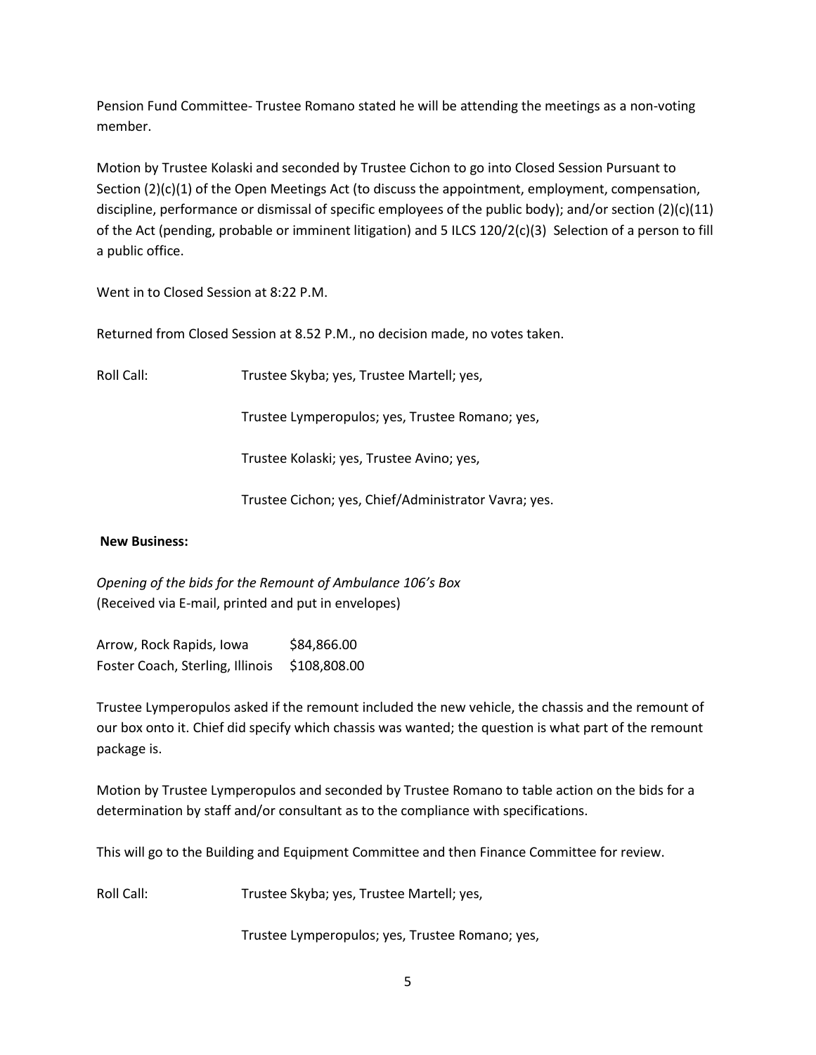Pension Fund Committee- Trustee Romano stated he will be attending the meetings as a non-voting member.

Motion by Trustee Kolaski and seconded by Trustee Cichon to go into Closed Session Pursuant to Section (2)(c)(1) of the Open Meetings Act (to discuss the appointment, employment, compensation, discipline, performance or dismissal of specific employees of the public body); and/or section (2)(c)(11) of the Act (pending, probable or imminent litigation) and 5 ILCS 120/2(c)(3) Selection of a person to fill a public office.

Went in to Closed Session at 8:22 P.M.

Returned from Closed Session at 8.52 P.M., no decision made, no votes taken.

Roll Call: Trustee Skyba; yes, Trustee Martell; yes,

Trustee Lymperopulos; yes, Trustee Romano; yes,

Trustee Kolaski; yes, Trustee Avino; yes,

Trustee Cichon; yes, Chief/Administrator Vavra; yes.

**New Business:**

*Opening of the bids for the Remount of Ambulance 106's Box*
(Received via E-mail, printed and put in envelopes)

| | |
|---|---|
| Arrow, Rock Rapids, Iowa | $84,866.00 |
| Foster Coach, Sterling, Illinois | $108,808.00 |

Trustee Lymperopulos asked if the remount included the new vehicle, the chassis and the remount of our box onto it. Chief did specify which chassis was wanted; the question is what part of the remount package is.

Motion by Trustee Lymperopulos and seconded by Trustee Romano to table action on the bids for a determination by staff and/or consultant as to the compliance with specifications.

This will go to the Building and Equipment Committee and then Finance Committee for review.

Roll Call: Trustee Skyba; yes, Trustee Martell; yes,

Trustee Lymperopulos; yes, Trustee Romano; yes,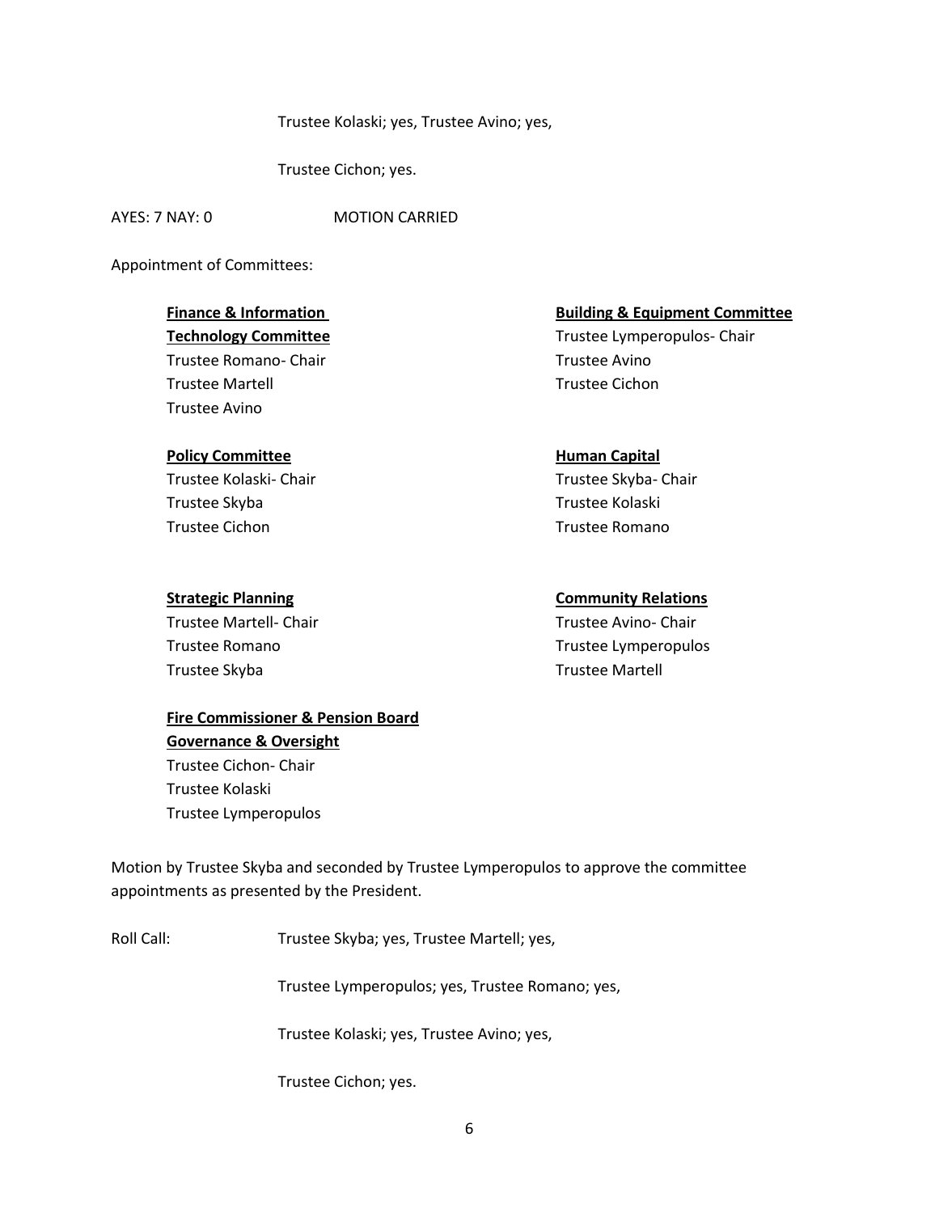Trustee Kolaski; yes, Trustee Avino; yes,

Trustee Cichon; yes.

AYES: 7 NAY: 0 MOTION CARRIED

Appointment of Committees:

**Finance & Information Technology Committee**
Trustee Romano- Chair
Trustee Martell
Trustee Avino

**Building & Equipment Committee**
Trustee Lymperopulos- Chair
Trustee Avino
Trustee Cichon

**Policy Committee**
Trustee Kolaski- Chair
Trustee Skyba
Trustee Cichon

**Human Capital**
Trustee Skyba- Chair
Trustee Kolaski
Trustee Romano

**Strategic Planning**
Trustee Martell- Chair
Trustee Romano
Trustee Skyba

**Community Relations**
Trustee Avino- Chair
Trustee Lymperopulos
Trustee Martell

**Fire Commissioner & Pension Board Governance & Oversight**
Trustee Cichon- Chair
Trustee Kolaski
Trustee Lymperopulos

Motion by Trustee Skyba and seconded by Trustee Lymperopulos to approve the committee appointments as presented by the President.

Roll Call: Trustee Skyba; yes, Trustee Martell; yes,

Trustee Lymperopulos; yes, Trustee Romano; yes,

Trustee Kolaski; yes, Trustee Avino; yes,

Trustee Cichon; yes.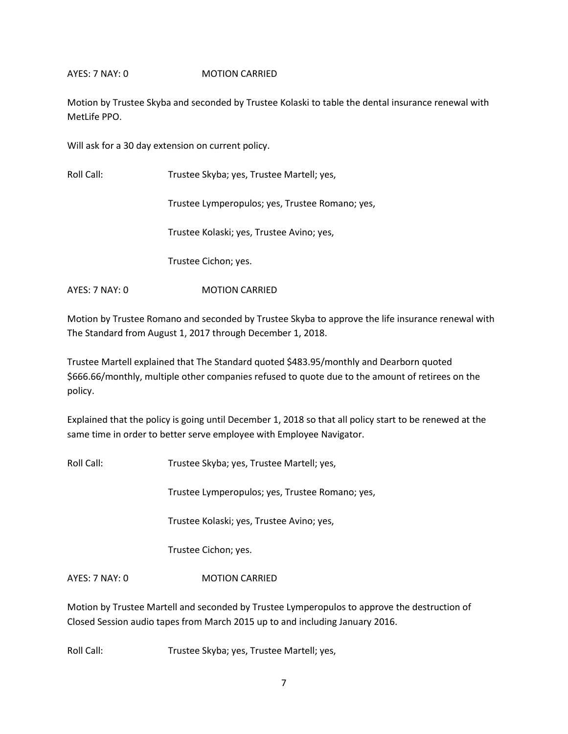AYES: 7 NAY: 0 MOTION CARRIED

Motion by Trustee Skyba and seconded by Trustee Kolaski to table the dental insurance renewal with MetLife PPO.

Will ask for a 30 day extension on current policy.

Roll Call: Trustee Skyba; yes, Trustee Martell; yes,

Trustee Lymperopulos; yes, Trustee Romano; yes,

Trustee Kolaski; yes, Trustee Avino; yes,

Trustee Cichon; yes.

AYES: 7 NAY: 0 MOTION CARRIED

Motion by Trustee Romano and seconded by Trustee Skyba to approve the life insurance renewal with The Standard from August 1, 2017 through December 1, 2018.

Trustee Martell explained that The Standard quoted $483.95/monthly and Dearborn quoted $666.66/monthly, multiple other companies refused to quote due to the amount of retirees on the policy.

Explained that the policy is going until December 1, 2018 so that all policy start to be renewed at the same time in order to better serve employee with Employee Navigator.

Roll Call: Trustee Skyba; yes, Trustee Martell; yes,

Trustee Lymperopulos; yes, Trustee Romano; yes,

Trustee Kolaski; yes, Trustee Avino; yes,

Trustee Cichon; yes.

AYES: 7 NAY: 0 MOTION CARRIED

Motion by Trustee Martell and seconded by Trustee Lymperopulos to approve the destruction of Closed Session audio tapes from March 2015 up to and including January 2016.

Roll Call: Trustee Skyba; yes, Trustee Martell; yes,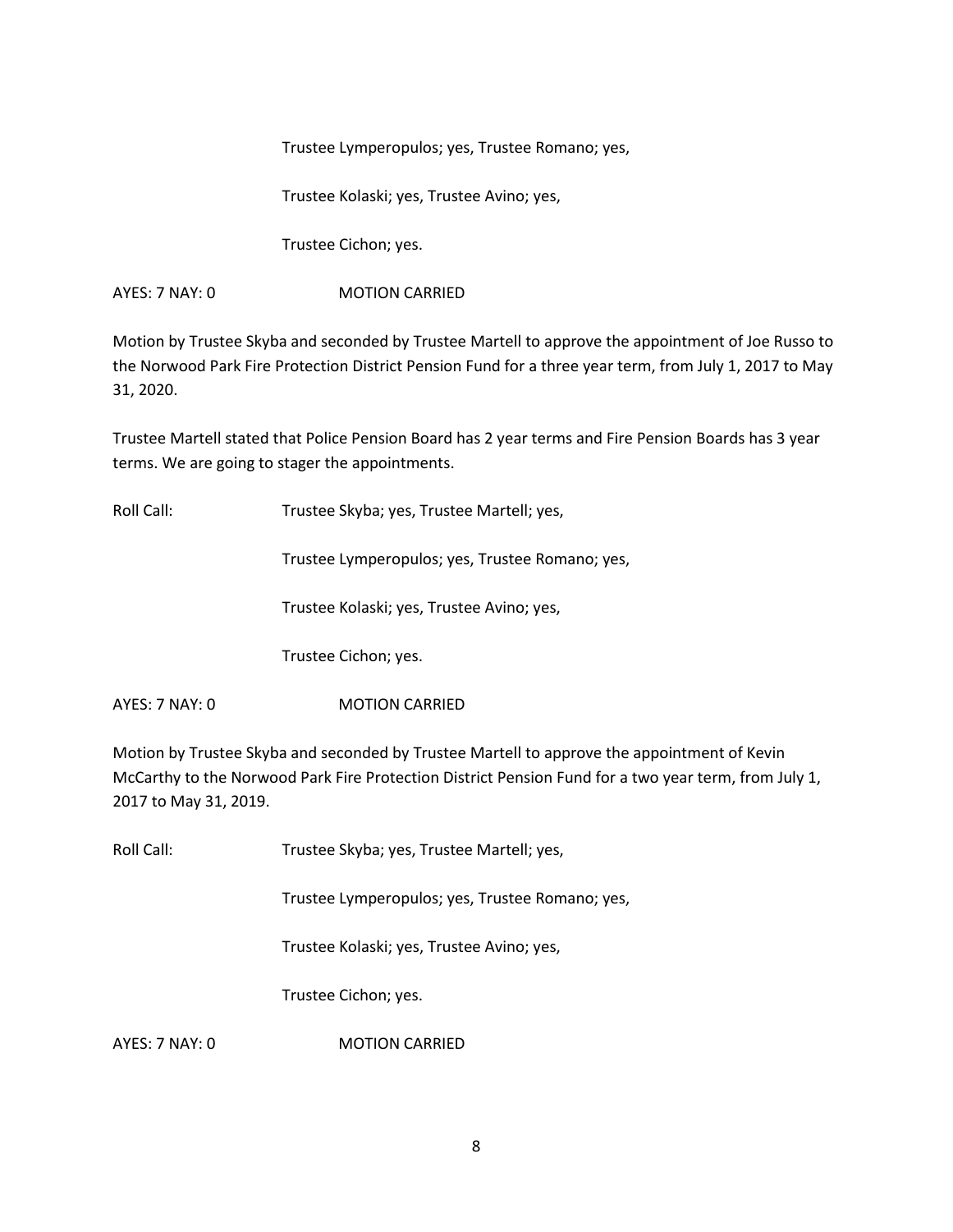Trustee Lymperopulos; yes, Trustee Romano; yes,

Trustee Kolaski; yes, Trustee Avino; yes,

Trustee Cichon; yes.

AYES: 7 NAY: 0 MOTION CARRIED

Motion by Trustee Skyba and seconded by Trustee Martell to approve the appointment of Joe Russo to the Norwood Park Fire Protection District Pension Fund for a three year term, from July 1, 2017 to May 31, 2020.

Trustee Martell stated that Police Pension Board has 2 year terms and Fire Pension Boards has 3 year terms. We are going to stager the appointments.

Roll Call: Trustee Skyba; yes, Trustee Martell; yes,

Trustee Lymperopulos; yes, Trustee Romano; yes,

Trustee Kolaski; yes, Trustee Avino; yes,

Trustee Cichon; yes.

AYES: 7 NAY: 0 MOTION CARRIED

Motion by Trustee Skyba and seconded by Trustee Martell to approve the appointment of Kevin McCarthy to the Norwood Park Fire Protection District Pension Fund for a two year term, from July 1, 2017 to May 31, 2019.

Roll Call: Trustee Skyba; yes, Trustee Martell; yes,

Trustee Lymperopulos; yes, Trustee Romano; yes,

Trustee Kolaski; yes, Trustee Avino; yes,

Trustee Cichon; yes.

AYES: 7 NAY: 0 MOTION CARRIED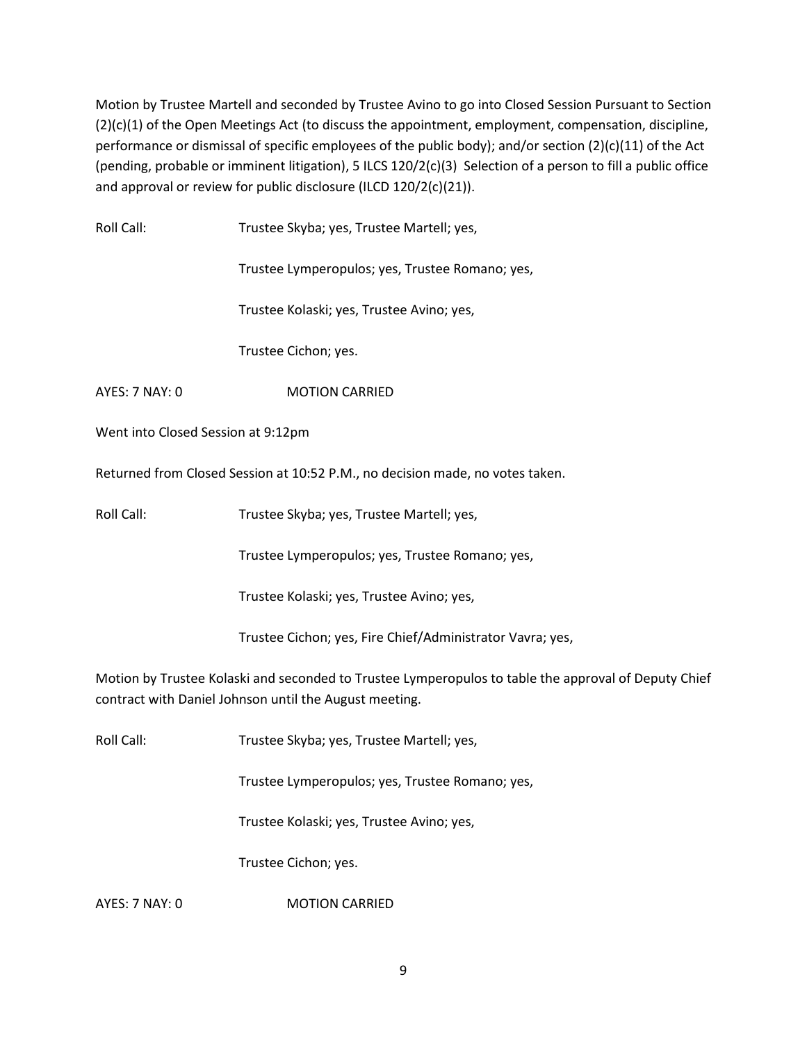Motion by Trustee Martell and seconded by Trustee Avino to go into Closed Session Pursuant to Section (2)(c)(1) of the Open Meetings Act (to discuss the appointment, employment, compensation, discipline, performance or dismissal of specific employees of the public body); and/or section (2)(c)(11) of the Act (pending, probable or imminent litigation), 5 ILCS 120/2(c)(3) Selection of a person to fill a public office and approval or review for public disclosure (ILCD 120/2(c)(21)).

Roll Call: Trustee Skyba; yes, Trustee Martell; yes,

Trustee Lymperopulos; yes, Trustee Romano; yes,

Trustee Kolaski; yes, Trustee Avino; yes,

Trustee Cichon; yes.

AYES: 7 NAY: 0 MOTION CARRIED

Went into Closed Session at 9:12pm

Returned from Closed Session at 10:52 P.M., no decision made, no votes taken.

Roll Call: Trustee Skyba; yes, Trustee Martell; yes,

Trustee Lymperopulos; yes, Trustee Romano; yes,

Trustee Kolaski; yes, Trustee Avino; yes,

Trustee Cichon; yes, Fire Chief/Administrator Vavra; yes,

Motion by Trustee Kolaski and seconded to Trustee Lymperopulos to table the approval of Deputy Chief contract with Daniel Johnson until the August meeting.

Roll Call: Trustee Skyba; yes, Trustee Martell; yes,

Trustee Lymperopulos; yes, Trustee Romano; yes,

Trustee Kolaski; yes, Trustee Avino; yes,

Trustee Cichon; yes.

AYES: 7 NAY: 0 MOTION CARRIED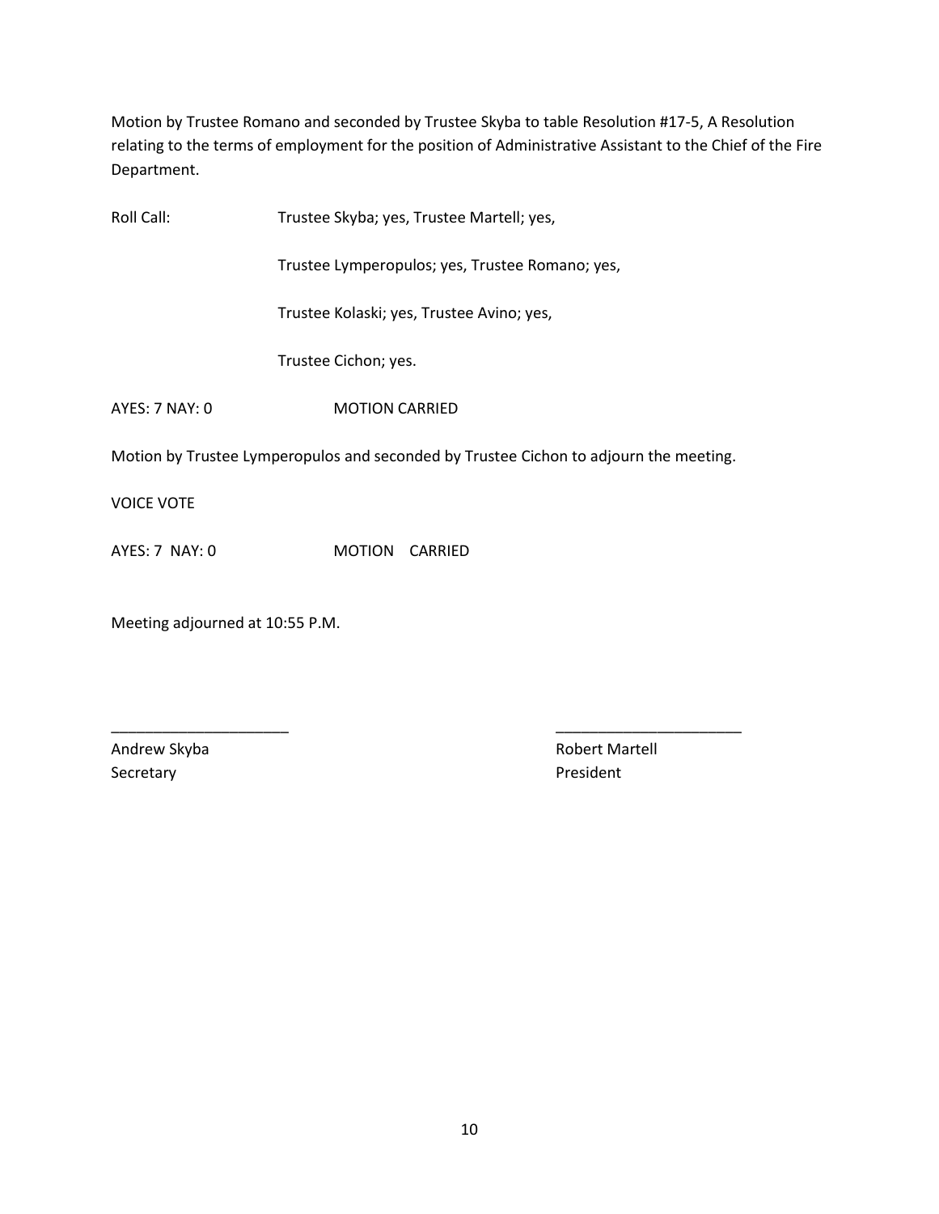Motion by Trustee Romano and seconded by Trustee Skyba to table Resolution #17-5, A Resolution relating to the terms of employment for the position of Administrative Assistant to the Chief of the Fire Department.

Roll Call: Trustee Skyba; yes, Trustee Martell; yes,

Trustee Lymperopulos; yes, Trustee Romano; yes,

Trustee Kolaski; yes, Trustee Avino; yes,

Trustee Cichon; yes.

AYES: 7 NAY: 0 MOTION CARRIED

Motion by Trustee Lymperopulos and seconded by Trustee Cichon to adjourn the meeting.

VOICE VOTE

AYES: 7 NAY: 0 MOTION CARRIED

Meeting adjourned at 10:55 P.M.

_____________________

Andrew Skyba
Secretary

_____________________

Robert Martell
President